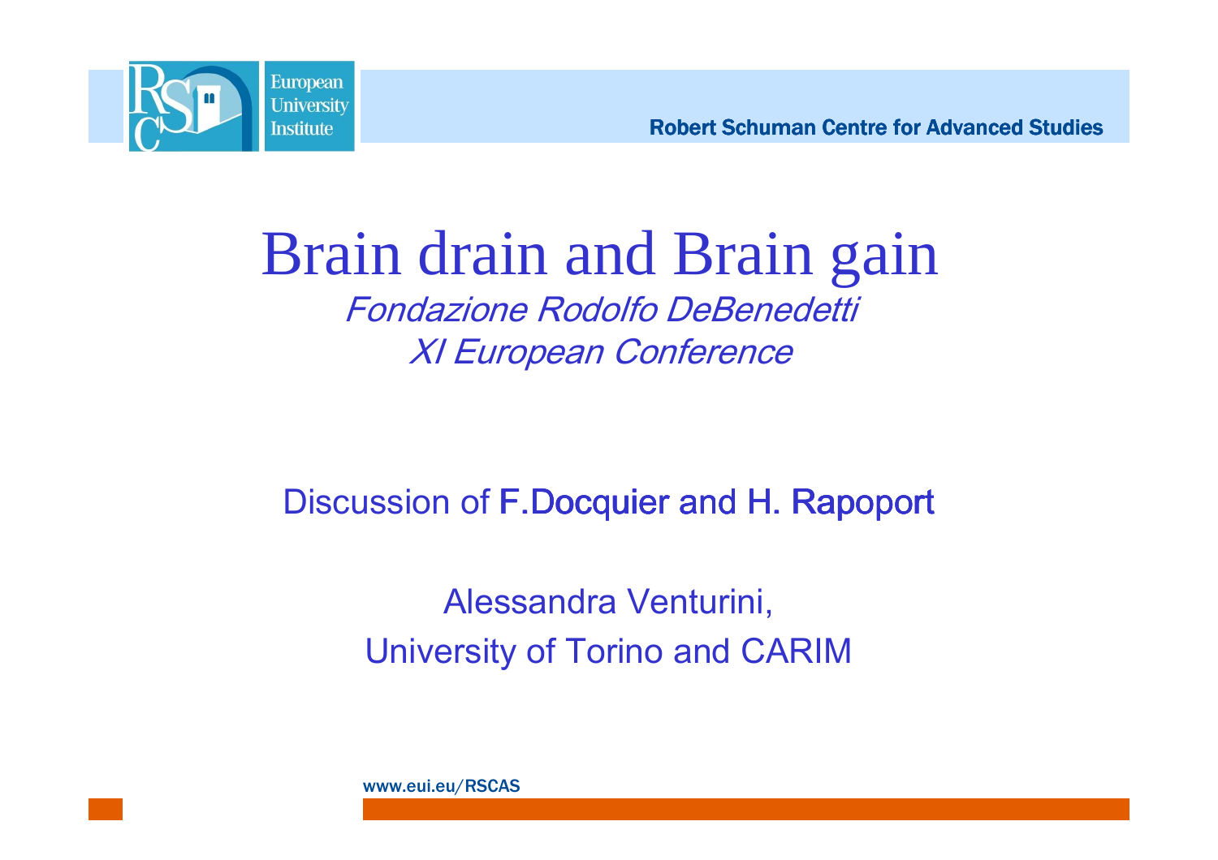# Brain drain and Brain gain

*Fondazione Rodolfo DeBenedetti*

*XI European Conference*

Discussion of F.Docquier and H. Rapoport

Alessandra Venturini,

University of Torino and CARIM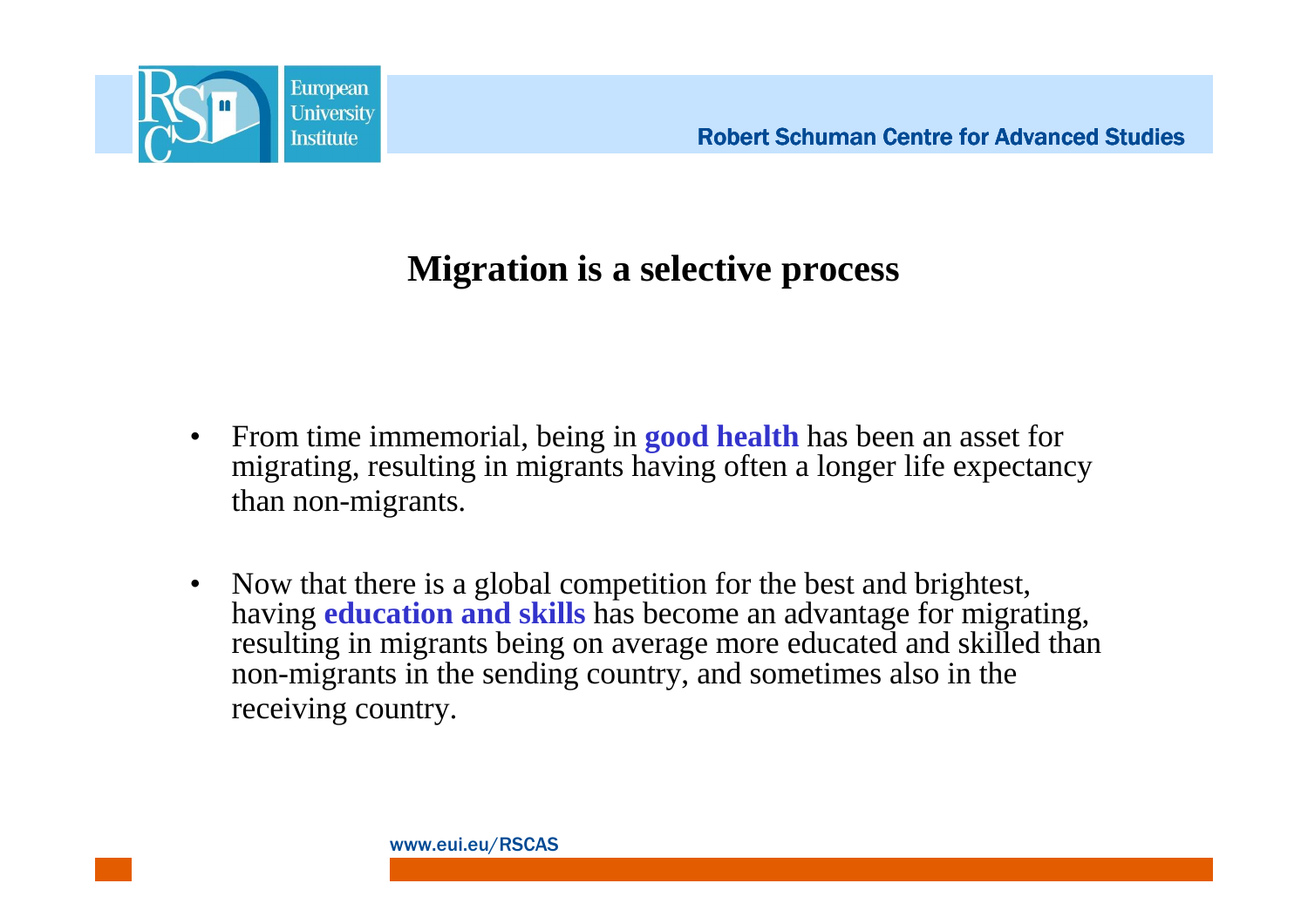## Migration is a selective process

- From time immemorial, being in **good health** has been an asset for migrating, resulting in migrants having often a longer life expectancy than non-migrants.

- Now that there is a global competition for the best and brightest, having **education and skills** has become an advantage for migrating, resulting in migrants being on average more educated and skilled than non-migrants in the sending country, and sometimes also in the receiving country.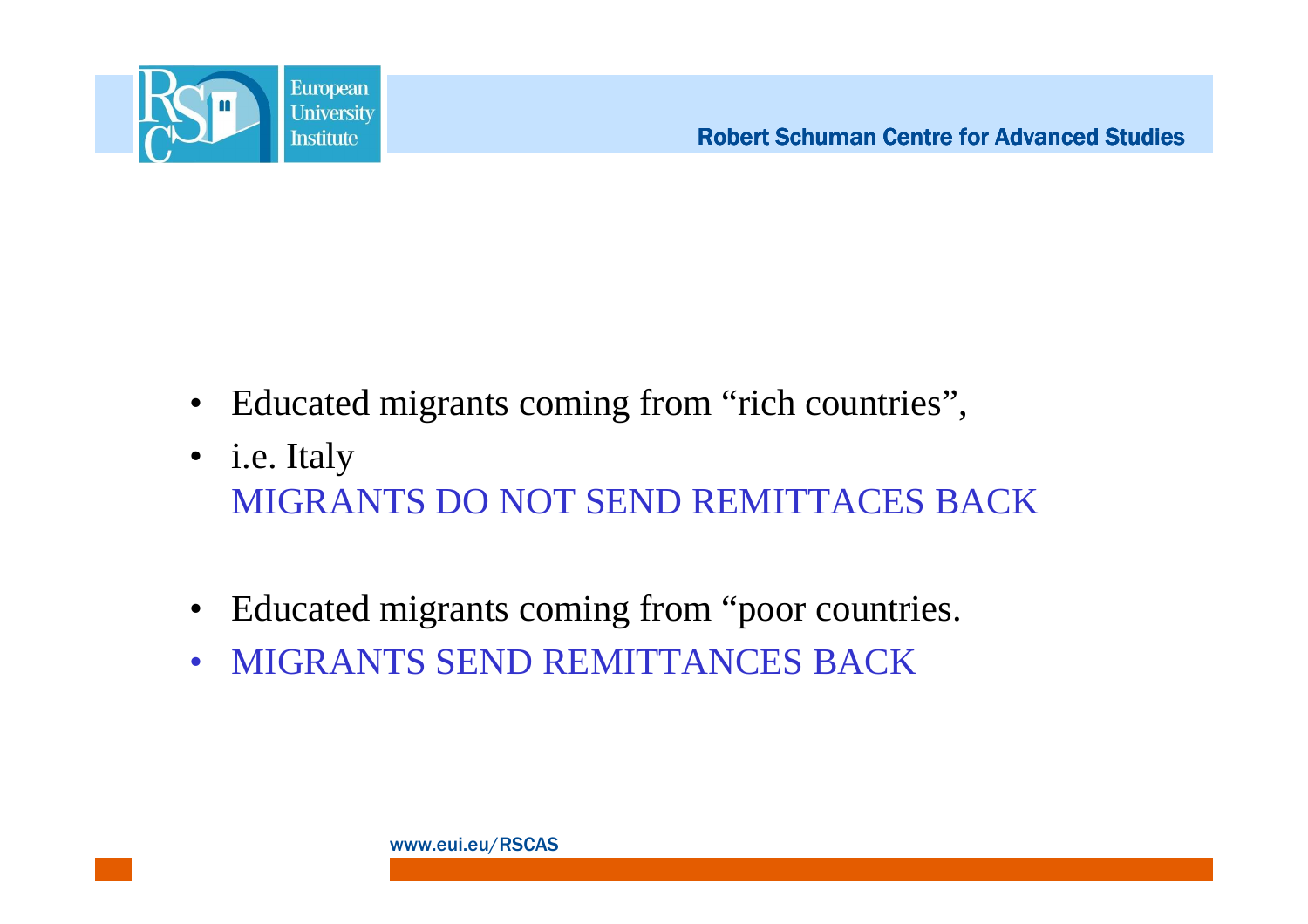- Educated migrants coming from "rich countries",
- i.e. Italy
  MIGRANTS DO NOT SEND REMITTACES BACK

- Educated migrants coming from "poor countries.
- MIGRANTS SEND REMITTANCES BACK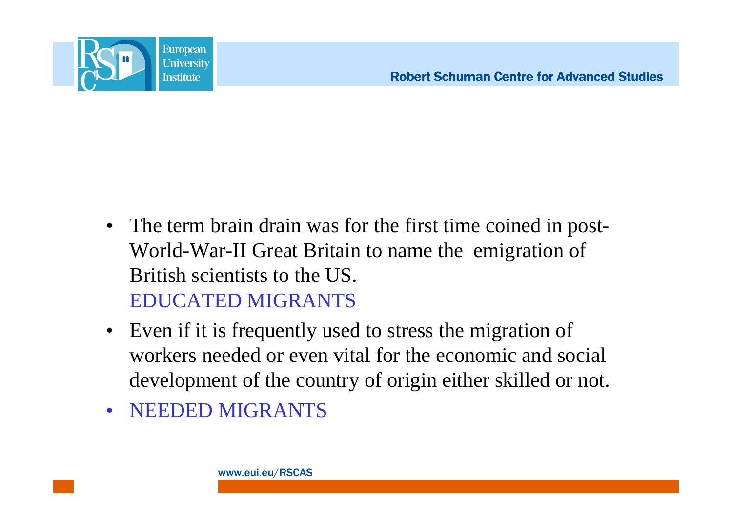- The term brain drain was for the first time coined in post-World-War-II Great Britain to name the emigration of British scientists to the US.
  EDUCATED MIGRANTS
- Even if it is frequently used to stress the migration of workers needed or even vital for the economic and social development of the country of origin either skilled or not.
- NEEDED MIGRANTS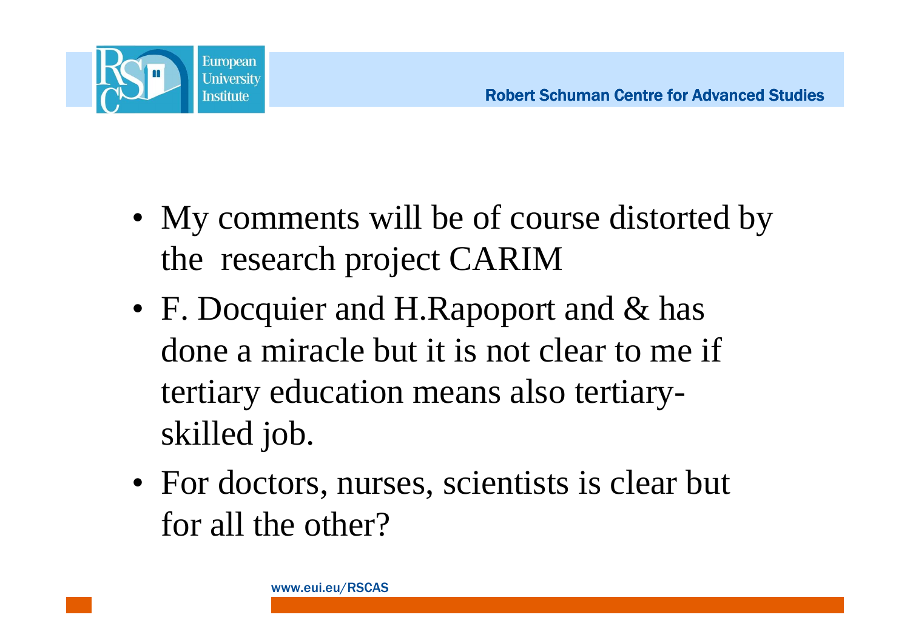- My comments will be of course distorted by the  research project CARIM
- F. Docquier and H.Rapoport and & has done a miracle but it is not clear to me if tertiary education means also tertiary-skilled job.
- For doctors, nurses, scientists is clear but for all the other?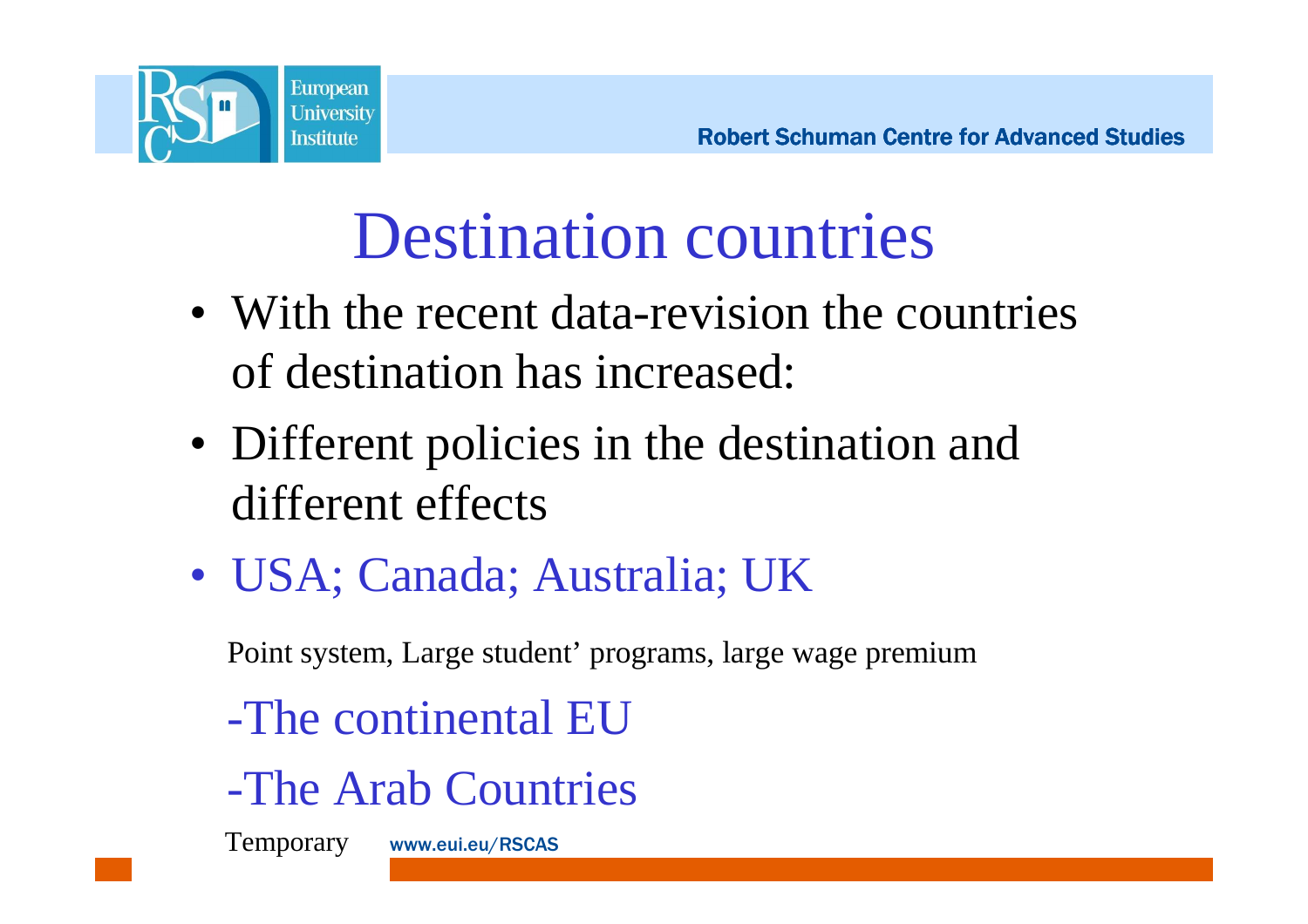# Destination countries

- With the recent data-revision the countries of destination has increased:
- Different policies in the destination and different effects
- USA; Canada; Australia; UK

Point system, Large student' programs, large wage premium

-The continental EU

-The Arab Countries

Temporary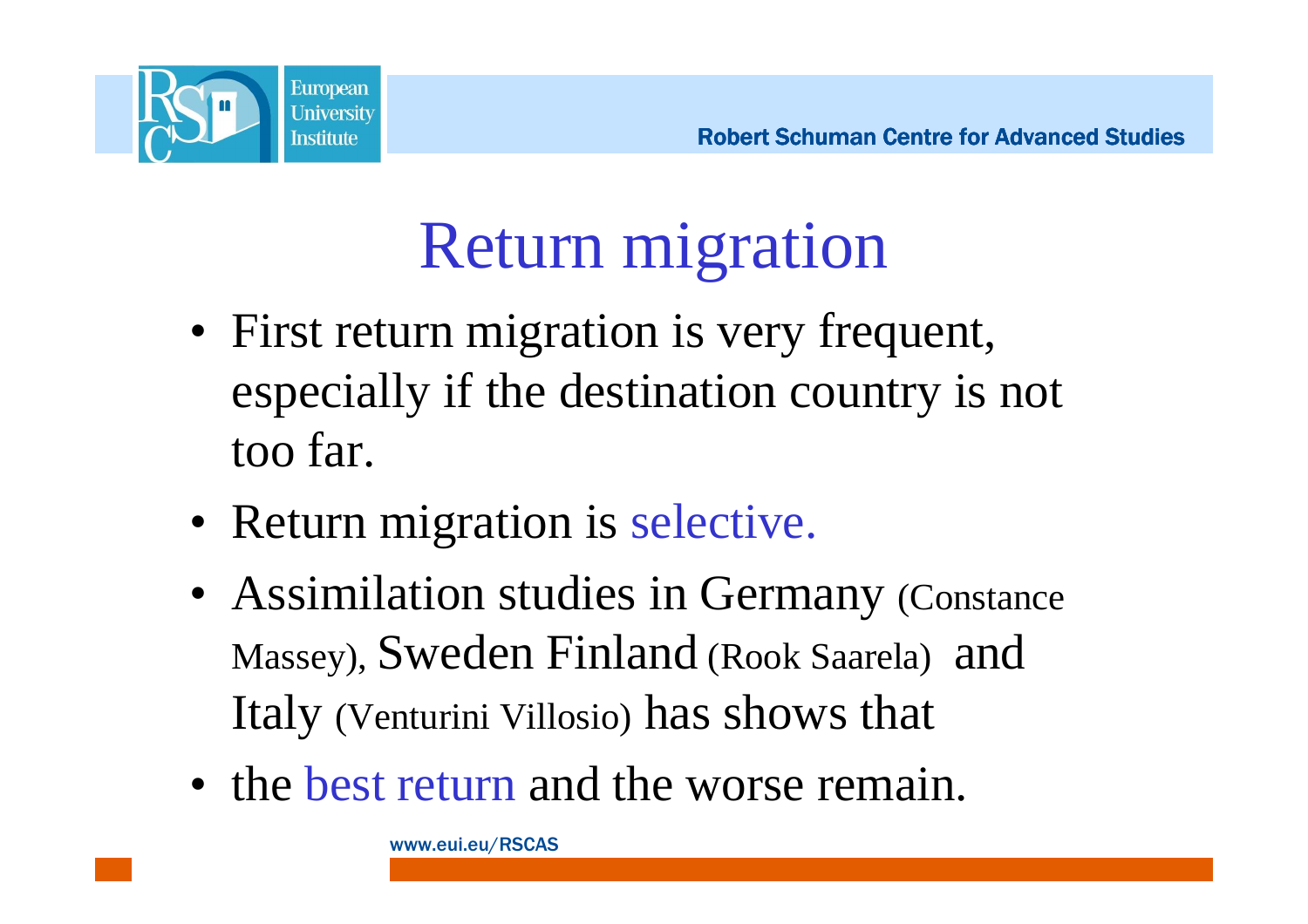# Return migration

- First return migration is very frequent, especially if the destination country is not too far.
- Return migration is selective.
- Assimilation studies in Germany (Constance Massey), Sweden Finland (Rook Saarela) and Italy (Venturini Villosio) has shows that
- the best return and the worse remain.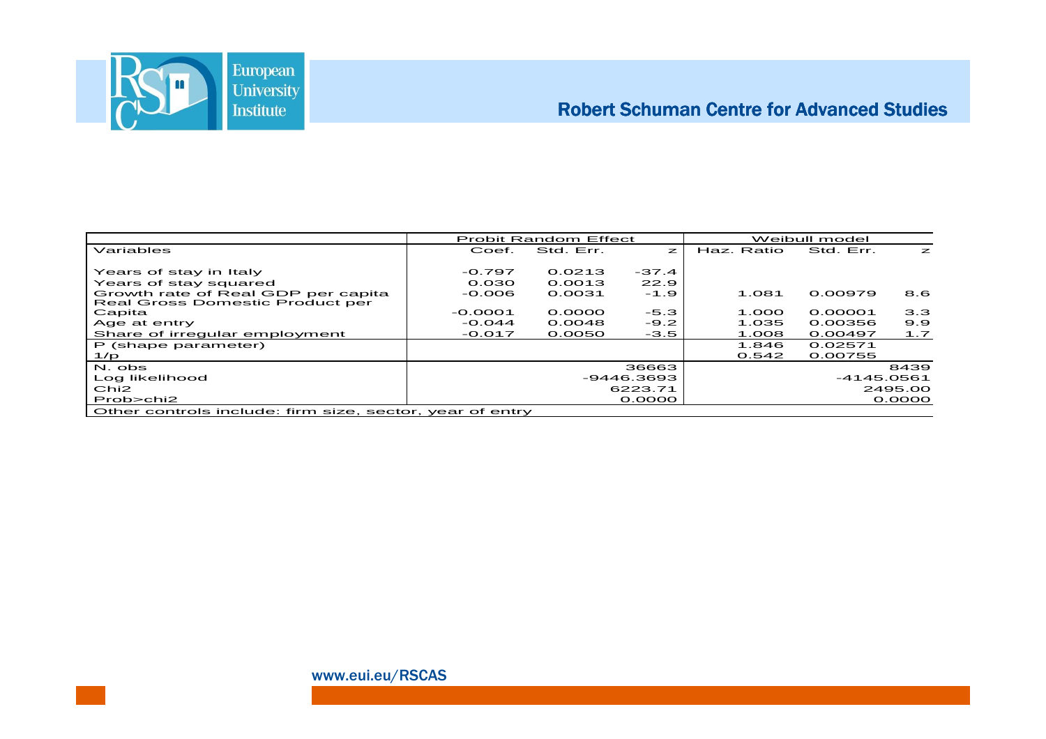| | Probit Random Effect | | | Weibull model | | |
|---|---|---|---|---|---|---|
| Variables | Coef. | Std. Err. | z | Haz. Ratio | Std. Err. | z |
| Years of stay in Italy | -0.797 | 0.0213 | -37.4 | | | |
| Years of stay squared | 0.030 | 0.0013 | 22.9 | | | |
| Growth rate of Real GDP per capita | -0.006 | 0.0031 | -1.9 | 1.081 | 0.00979 | 8.6 |
| Real Gross Domestic Product per Capita | -0.0001 | 0.0000 | -5.3 | 1.000 | 0.00001 | 3.3 |
| Age at entry | -0.044 | 0.0048 | -9.2 | 1.035 | 0.00356 | 9.9 |
| Share of irregular employment | -0.017 | 0.0050 | -3.5 | 1.008 | 0.00497 | 1.7 |
| P (shape parameter) | | | | 1.846 | 0.02571 | |
| 1/p | | | | 0.542 | 0.00755 | |
| N. obs | | | 36663 | | | 8439 |
| Log likelihood | | | -9446.3693 | | | -4145.0561 |
| Chi2 | | | 6223.71 | | | 2495.00 |
| Prob>chi2 | | | 0.0000 | | | 0.0000 |
| Other controls include: firm size, sector, year of entry | | | | | | |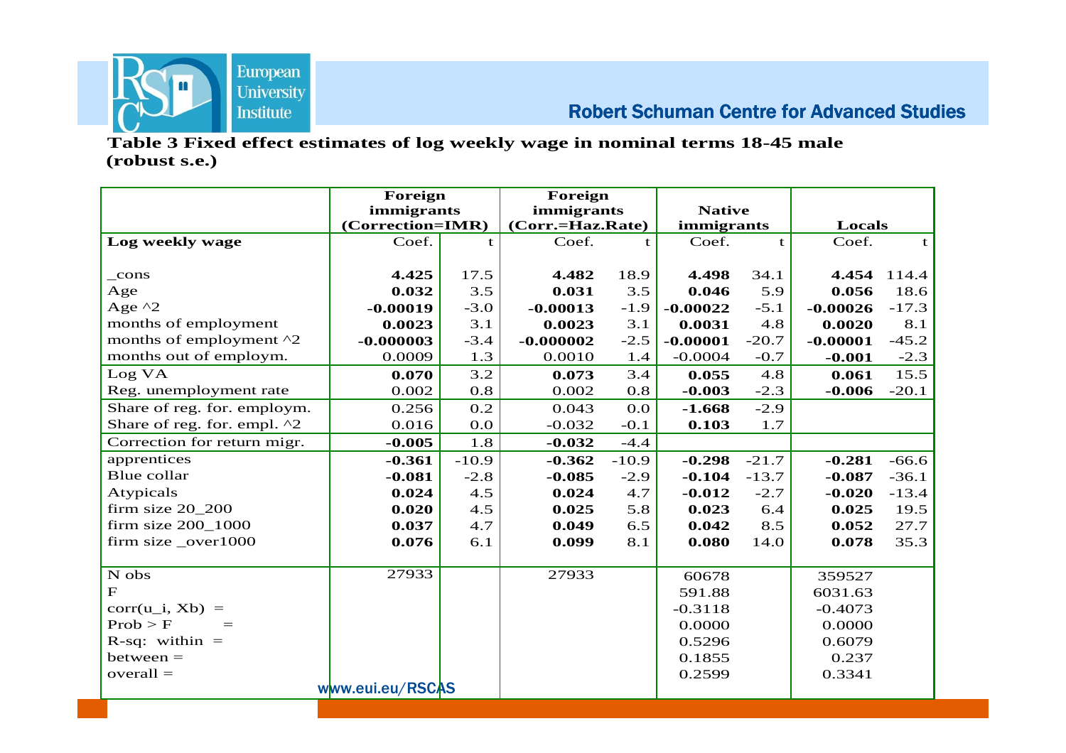**Table 3 Fixed effect estimates of log weekly wage in nominal terms 18-45 male (robust s.e.)**

| | Foreign immigrants (Correction=IMR) | | Foreign immigrants (Corr.=Haz.Rate) | | Native immigrants | | Locals | |
|---|---|---|---|---|---|---|---|---|
| **Log weekly wage** | Coef. | t | Coef. | t | Coef. | t | Coef. | t |
| _cons | **4.425** | 17.5 | **4.482** | 18.9 | **4.498** | 34.1 | **4.454** | 114.4 |
| Age | **0.032** | 3.5 | **0.031** | 3.5 | **0.046** | 5.9 | **0.056** | 18.6 |
| Age ^2 | **-0.00019** | -3.0 | **-0.00013** | -1.9 | **-0.00022** | -5.1 | **-0.00026** | -17.3 |
| months of employment | **0.0023** | 3.1 | **0.0023** | 3.1 | **0.0031** | 4.8 | **0.0020** | 8.1 |
| months of employment ^2 | **-0.000003** | -3.4 | **-0.000002** | -2.5 | **-0.00001** | -20.7 | **-0.00001** | -45.2 |
| months out of employm. | 0.0009 | 1.3 | 0.0010 | 1.4 | -0.0004 | -0.7 | **-0.001** | -2.3 |
| Log VA | **0.070** | 3.2 | **0.073** | 3.4 | **0.055** | 4.8 | **0.061** | 15.5 |
| Reg. unemployment rate | 0.002 | 0.8 | 0.002 | 0.8 | **-0.003** | -2.3 | **-0.006** | -20.1 |
| Share of reg. for. employm. | 0.256 | 0.2 | 0.043 | 0.0 | **-1.668** | -2.9 | | |
| Share of reg. for. empl. ^2 | 0.016 | 0.0 | -0.032 | -0.1 | **0.103** | 1.7 | | |
| Correction for return migr. | **-0.005** | 1.8 | **-0.032** | -4.4 | | | | |
| apprentices | **-0.361** | -10.9 | **-0.362** | -10.9 | **-0.298** | -21.7 | **-0.281** | -66.6 |
| Blue collar | **-0.081** | -2.8 | **-0.085** | -2.9 | **-0.104** | -13.7 | **-0.087** | -36.1 |
| Atypicals | **0.024** | 4.5 | **0.024** | 4.7 | **-0.012** | -2.7 | **-0.020** | -13.4 |
| firm size 20_200 | **0.020** | 4.5 | **0.025** | 5.8 | **0.023** | 6.4 | **0.025** | 19.5 |
| firm size 200_1000 | **0.037** | 4.7 | **0.049** | 6.5 | **0.042** | 8.5 | **0.052** | 27.7 |
| firm size _over1000 | **0.076** | 6.1 | **0.099** | 8.1 | **0.080** | 14.0 | **0.078** | 35.3 |
| N obs | 27933 | | 27933 | | 60678 | | 359527 | |
| F | | | | | 591.88 | | 6031.63 | |
| corr(u_i, Xb) = | | | | | -0.3118 | | -0.4073 | |
| Prob > F = | | | | | 0.0000 | | 0.0000 | |
| R-sq: within = | | | | | 0.5296 | | 0.6079 | |
| between = | | | | | 0.1855 | | 0.237 | |
| overall = | | | | | 0.2599 | | 0.3341 | |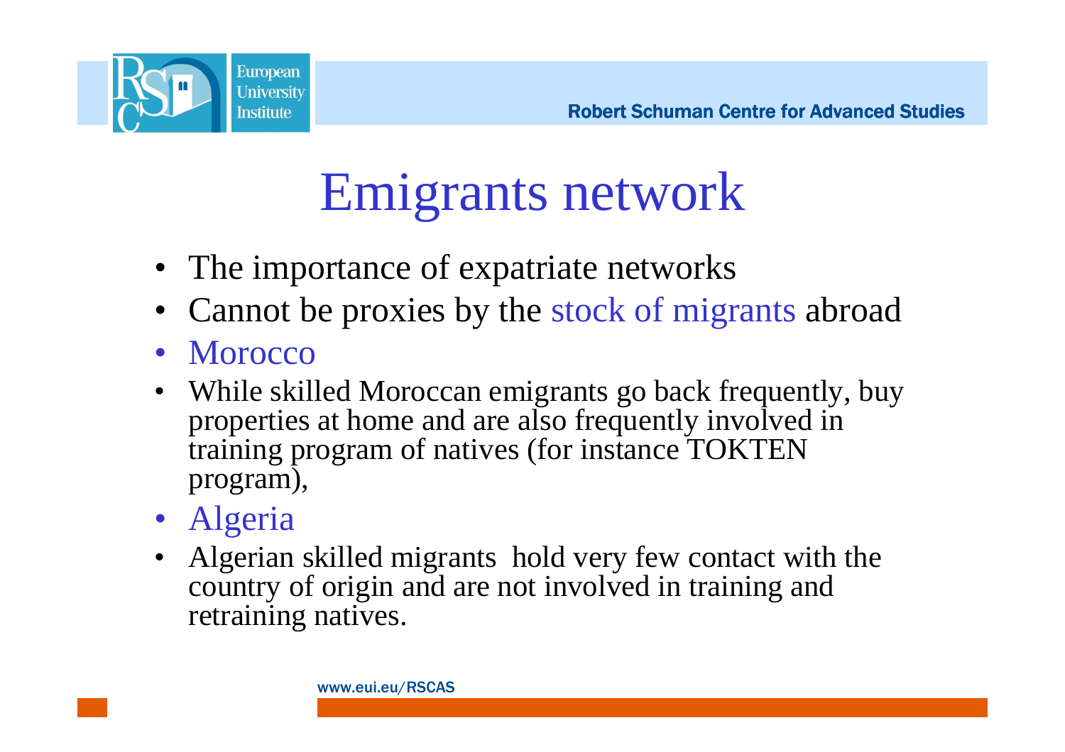# Emigrants network

- The importance of expatriate networks
- Cannot be proxies by the stock of migrants abroad
- Morocco
- While skilled Moroccan emigrants go back frequently, buy properties at home and are also frequently involved in training program of natives (for instance TOKTEN program),
- Algeria
- Algerian skilled migrants hold very few contact with the country of origin and are not involved in training and retraining natives.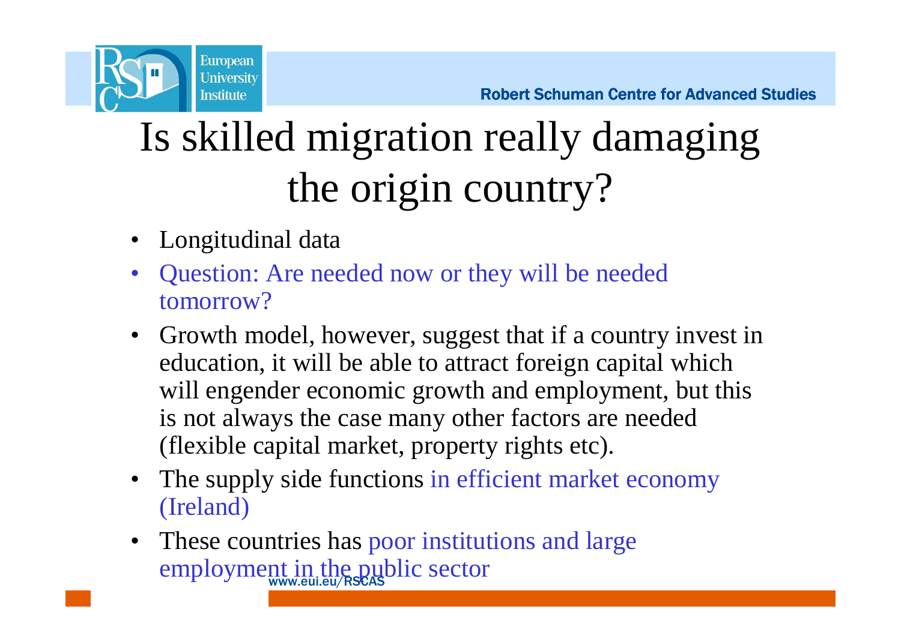# Is skilled migration really damaging the origin country?

- Longitudinal data
- Question: Are needed now or they will be needed tomorrow?
- Growth model, however, suggest that if a country invest in education, it will be able to attract foreign capital which will engender economic growth and employment, but this is not always the case many other factors are needed (flexible capital market, property rights etc).
- The supply side functions in efficient market economy (Ireland)
- These countries has poor institutions and large employment in the public sector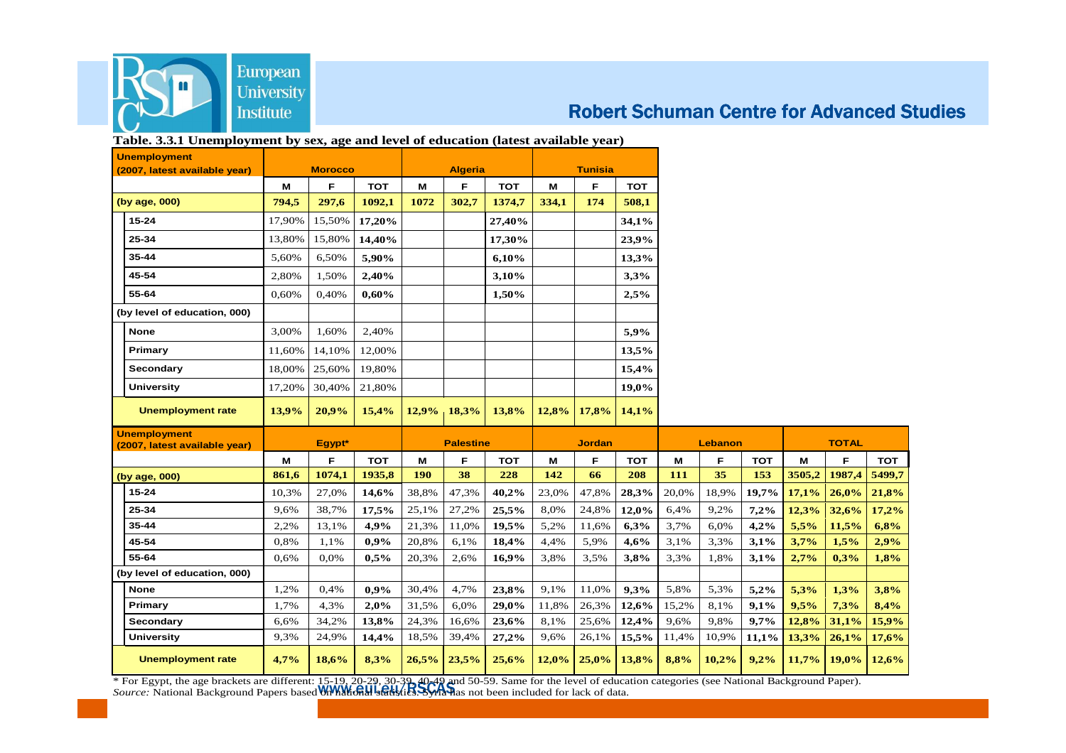**Table. 3.3.1 Unemployment by sex, age and level of education (latest available year)**

| Unemployment (2007, latest available year) | Morocco | | | Algeria | | | Tunisia | | |
|---|---|---|---|---|---|---|---|---|---|
| | M | F | TOT | M | F | TOT | M | F | TOT |
| (by age, 000) | 794,5 | 297,6 | 1092,1 | 1072 | 302,7 | 1374,7 | 334,1 | 174 | 508,1 |
| 15-24 | 17,90% | 15,50% | 17,20% | | | 27,40% | | | 34,1% |
| 25-34 | 13,80% | 15,80% | 14,40% | | | 17,30% | | | 23,9% |
| 35-44 | 5,60% | 6,50% | 5,90% | | | 6,10% | | | 13,3% |
| 45-54 | 2,80% | 1,50% | 2,40% | | | 3,10% | | | 3,3% |
| 55-64 | 0,60% | 0,40% | 0,60% | | | 1,50% | | | 2,5% |
| (by level of education, 000) | | | | | | | | | |
| None | 3,00% | 1,60% | 2,40% | | | | | | 5,9% |
| Primary | 11,60% | 14,10% | 12,00% | | | | | | 13,5% |
| Secondary | 18,00% | 25,60% | 19,80% | | | | | | 15,4% |
| University | 17,20% | 30,40% | 21,80% | | | | | | 19,0% |
| Unemployment rate | 13,9% | 20,9% | 15,4% | 12,9% | 18,3% | 13,8% | 12,8% | 17,8% | 14,1% |

| Unemployment (2007, latest available year) | Egypt* | | | Palestine | | | Jordan | | | Lebanon | | | TOTAL | | |
|---|---|---|---|---|---|---|---|---|---|---|---|---|---|---|---|
| | M | F | TOT | M | F | TOT | M | F | TOT | M | F | TOT | M | F | TOT |
| (by age, 000) | 861,6 | 1074,1 | 1935,8 | 190 | 38 | 228 | 142 | 66 | 208 | 111 | 35 | 153 | 3505,2 | 1987,4 | 5499,7 |
| 15-24 | 10,3% | 27,0% | 14,6% | 38,8% | 47,3% | 40,2% | 23,0% | 47,8% | 28,3% | 20,0% | 18,9% | 19,7% | 17,1% | 26,0% | 21,8% |
| 25-34 | 9,6% | 38,7% | 17,5% | 25,1% | 27,2% | 25,5% | 8,0% | 24,8% | 12,0% | 6,4% | 9,2% | 7,2% | 12,3% | 32,6% | 17,2% |
| 35-44 | 2,2% | 13,1% | 4,9% | 21,3% | 11,0% | 19,5% | 5,2% | 11,6% | 6,3% | 3,7% | 6,0% | 4,2% | 5,5% | 11,5% | 6,8% |
| 45-54 | 0,8% | 1,1% | 0,9% | 20,8% | 6,1% | 18,4% | 4,4% | 5,9% | 4,6% | 3,1% | 3,3% | 3,1% | 3,7% | 1,5% | 2,9% |
| 55-64 | 0,6% | 0,0% | 0,5% | 20,3% | 2,6% | 16,9% | 3,8% | 3,5% | 3,8% | 3,3% | 1,8% | 3,1% | 2,7% | 0,3% | 1,8% |
| (by level of education, 000) | | | | | | | | | | | | | | | |
| None | 1,2% | 0,4% | 0,9% | 30,4% | 4,7% | 23,8% | 9,1% | 11,0% | 9,3% | 5,8% | 5,3% | 5,2% | 5,3% | 1,3% | 3,8% |
| Primary | 1,7% | 4,3% | 2,0% | 31,5% | 6,0% | 29,0% | 11,8% | 26,3% | 12,6% | 15,2% | 8,1% | 9,1% | 9,5% | 7,3% | 8,4% |
| Secondary | 6,6% | 34,2% | 13,8% | 24,3% | 16,6% | 23,6% | 8,1% | 25,6% | 12,4% | 9,6% | 9,8% | 9,7% | 12,8% | 31,1% | 15,9% |
| University | 9,3% | 24,9% | 14,4% | 18,5% | 39,4% | 27,2% | 9,6% | 26,1% | 15,5% | 11,4% | 10,9% | 11,1% | 13,3% | 26,1% | 17,6% |
| Unemployment rate | 4,7% | 18,6% | 8,3% | 26,5% | 23,5% | 25,6% | 12,0% | 25,0% | 13,8% | 8,8% | 10,2% | 9,2% | 11,7% | 19,0% | 12,6% |

* For Egypt, the age brackets are different: 15-19, 20-29, 30-39, 40-49 and 50-59. Same for the level of education categories (see National Background Paper).
*Source:* National Background Papers based on national statistics. Syria has not been included for lack of data.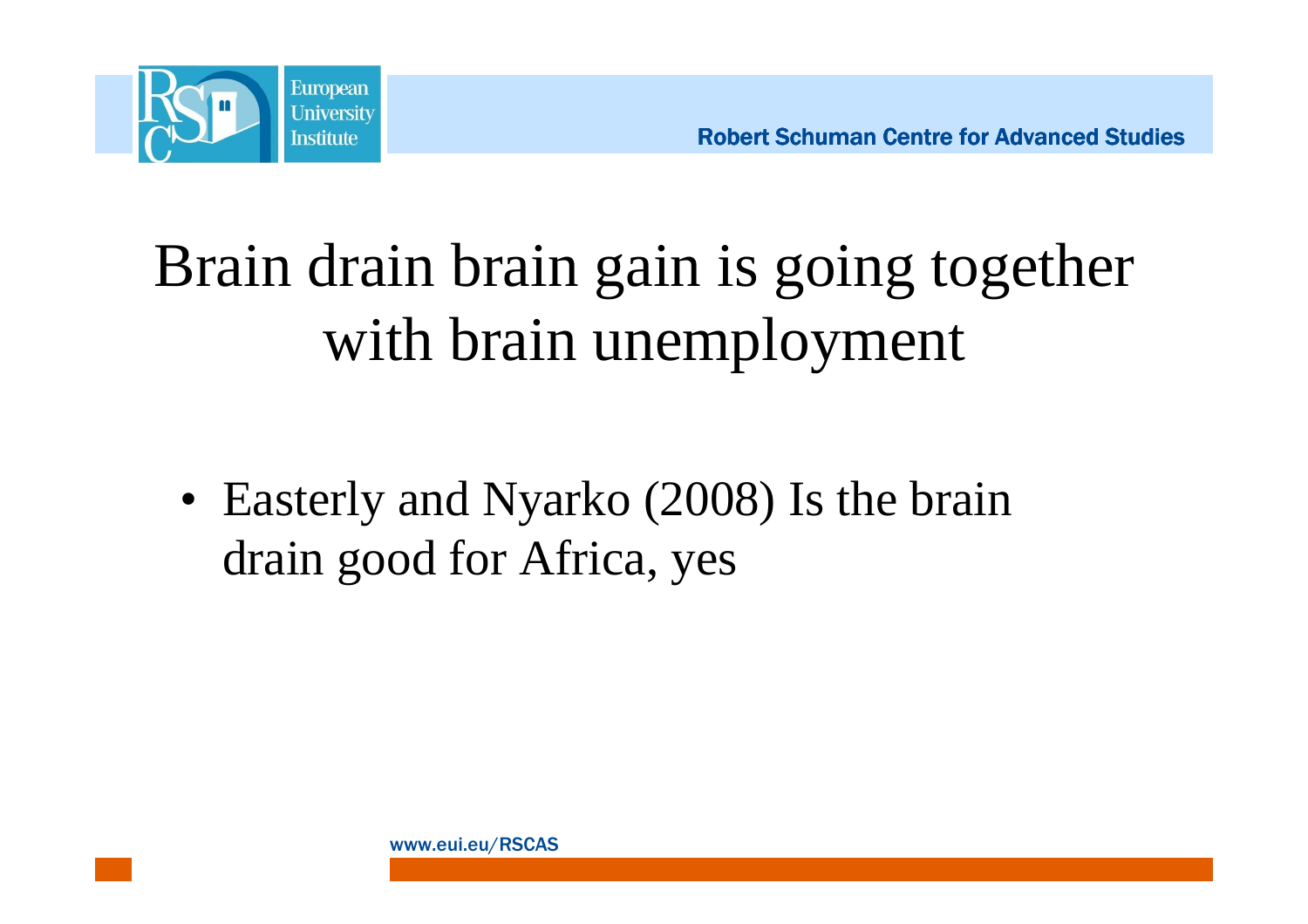# Brain drain brain gain is going together with brain unemployment

- Easterly and Nyarko (2008) Is the brain drain good for Africa, yes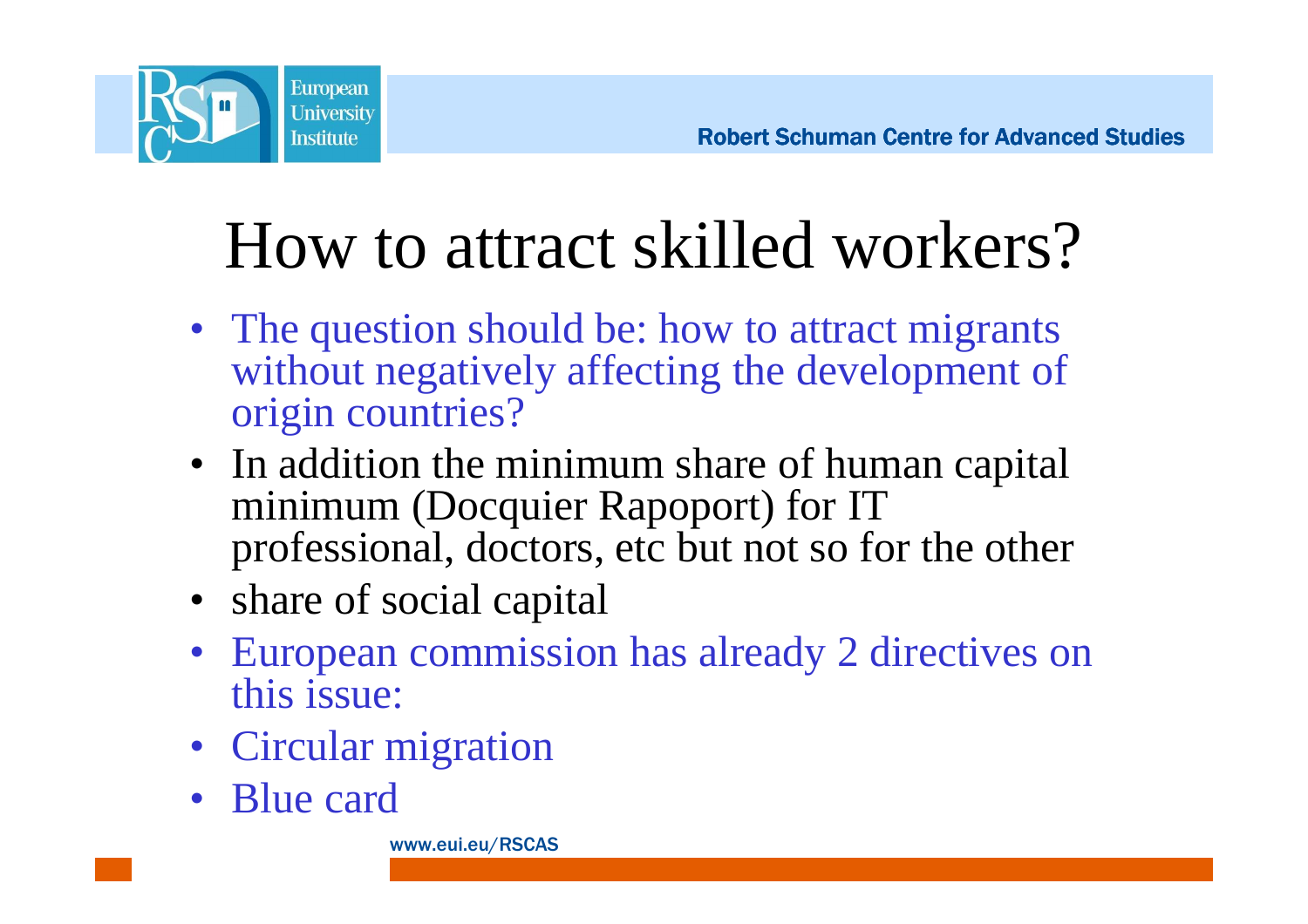# How to attract skilled workers?

- The question should be: how to attract migrants without negatively affecting the development of origin countries?
- In addition the minimum share of human capital minimum (Docquier Rapoport) for IT professional, doctors, etc but not so for the other
- share of social capital
- European commission has already 2 directives on this issue:
- Circular migration
- Blue card